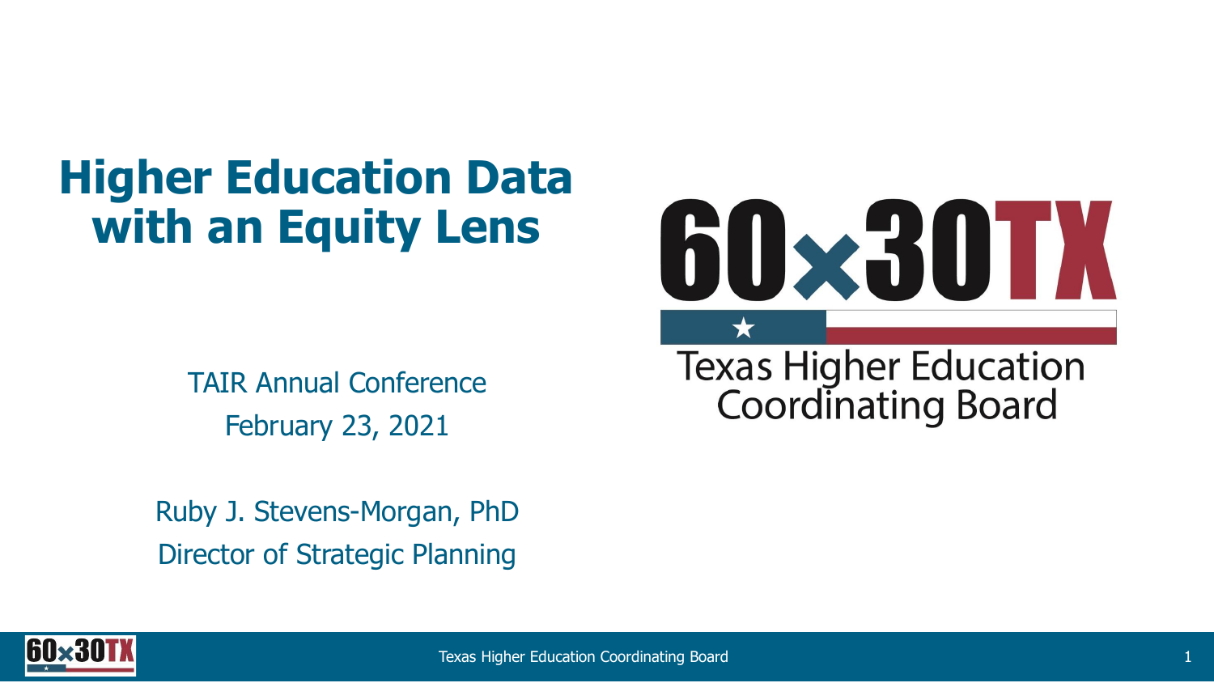# Higher Education Data with an Equity Lens

TAIR Annual Conference

February 23, 2021

Ruby J. Stevens-Morgan, PhD

Director of Strategic Planning

60x30TX

Texas Higher Education Coordinating Board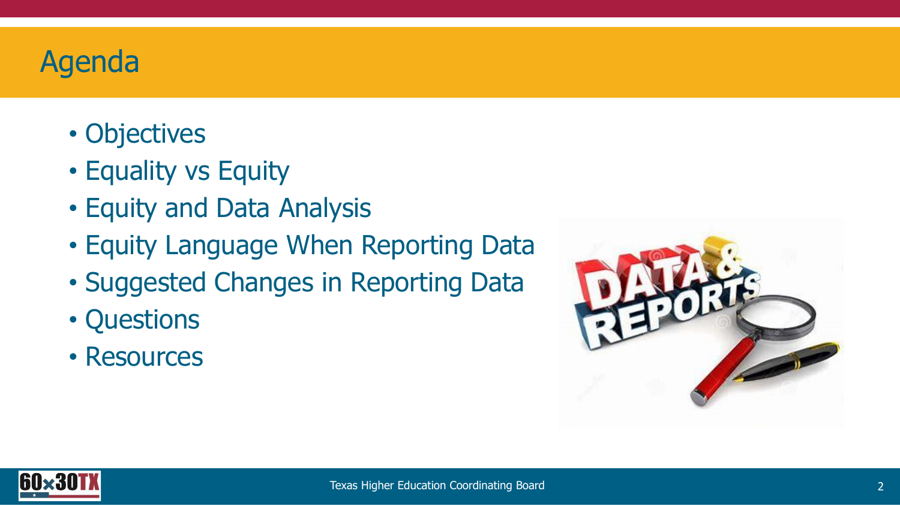# Agenda

- Objectives
- Equality vs Equity
- Equity and Data Analysis
- Equity Language When Reporting Data
- Suggested Changes in Reporting Data
- Questions
- Resources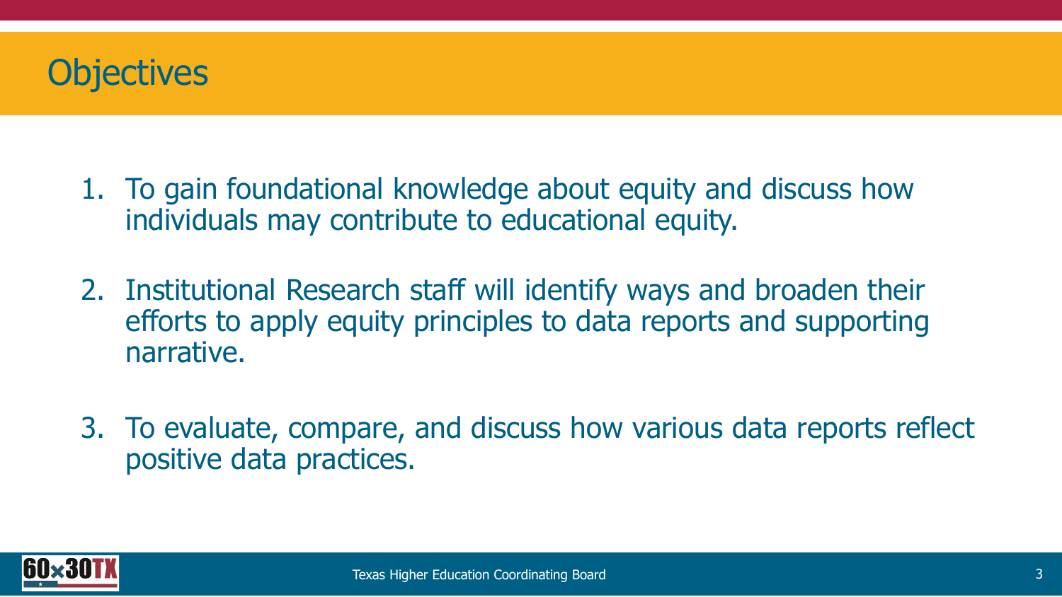# Objectives

1. To gain foundational knowledge about equity and discuss how individuals may contribute to educational equity.

2. Institutional Research staff will identify ways and broaden their efforts to apply equity principles to data reports and supporting narrative.

3. To evaluate, compare, and discuss how various data reports reflect positive data practices.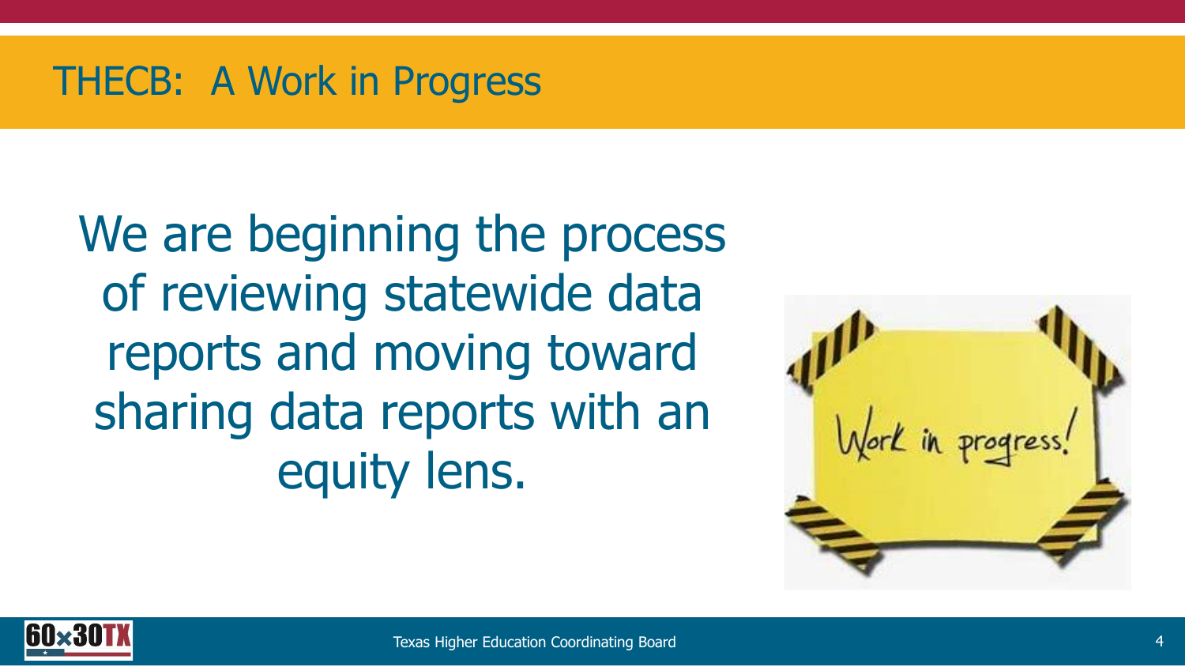# THECB: A Work in Progress

We are beginning the process of reviewing statewide data reports and moving toward sharing data reports with an equity lens.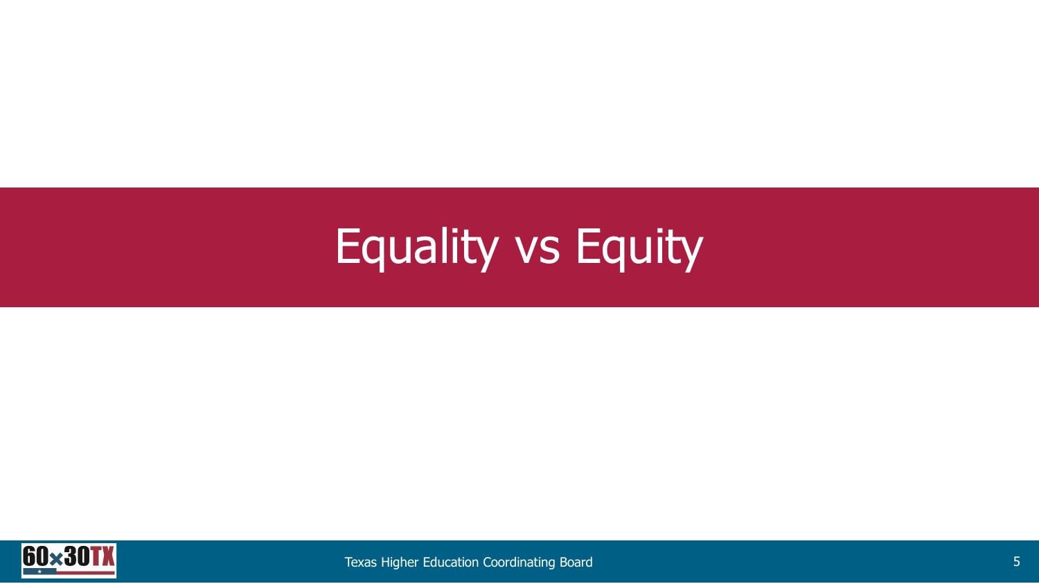# Equality vs Equity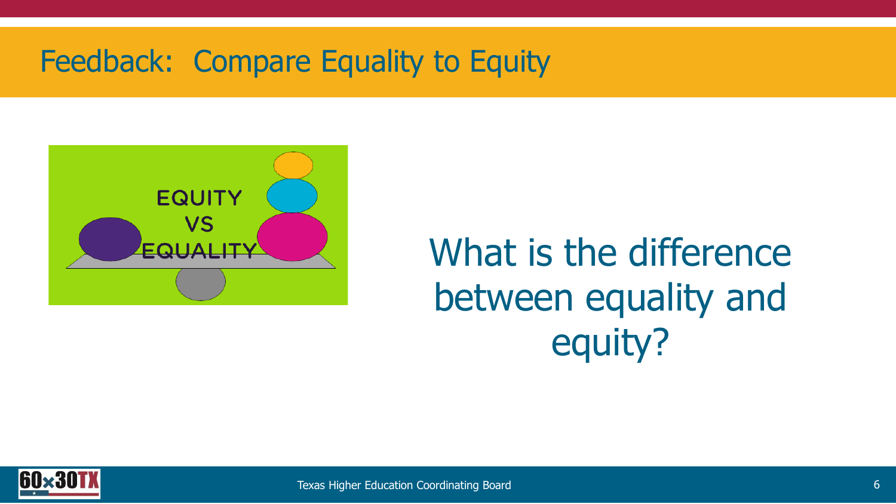# Feedback: Compare Equality to Equity

EQUITY VS EQUALITY

What is the difference between equality and equity?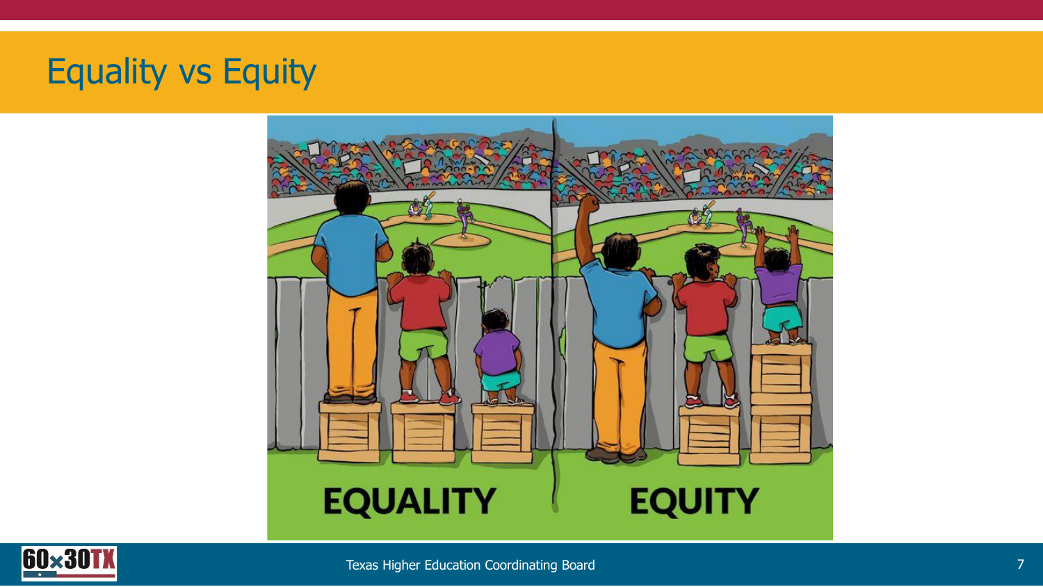# Equality vs Equity

EQUALITY

EQUITY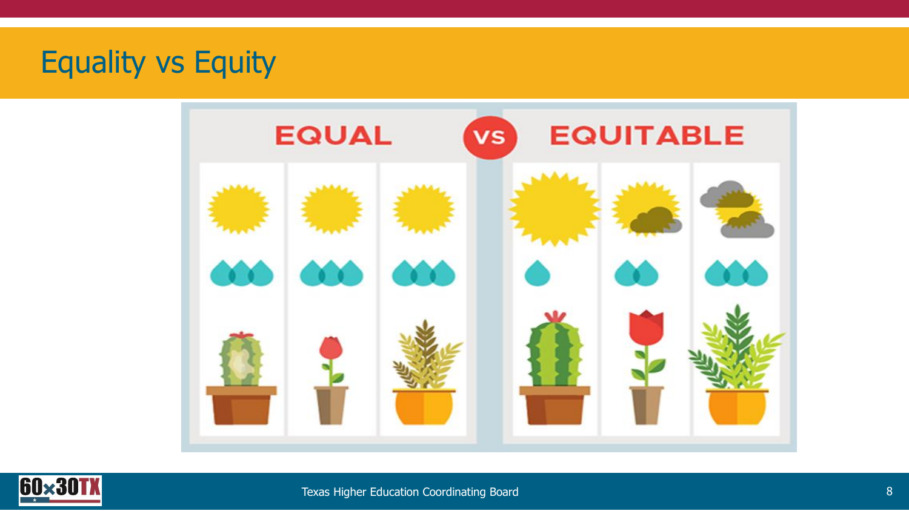# Equality vs Equity

EQUAL vs EQUITABLE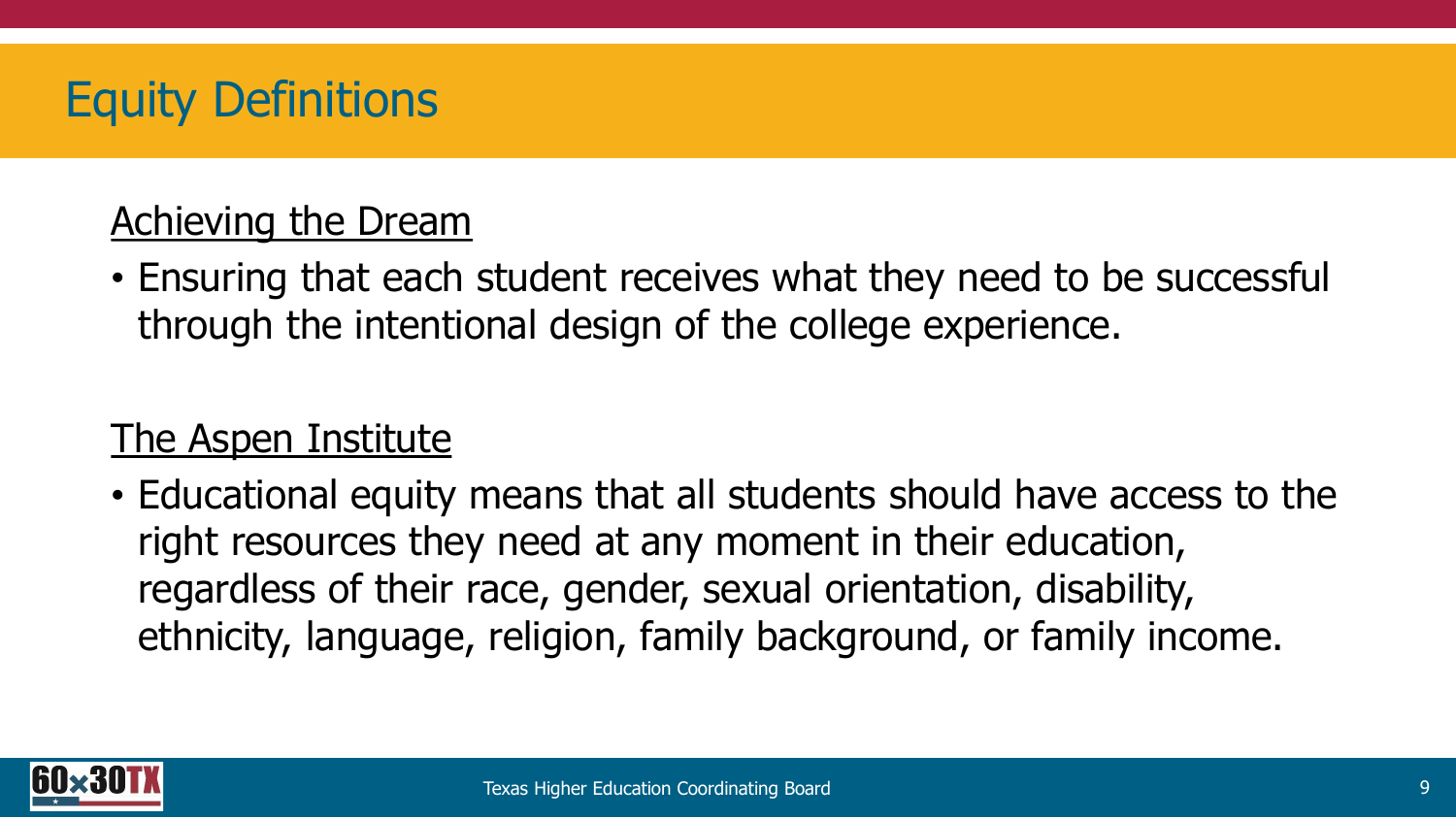# Equity Definitions

## Achieving the Dream

- Ensuring that each student receives what they need to be successful through the intentional design of the college experience.

## The Aspen Institute

- Educational equity means that all students should have access to the right resources they need at any moment in their education, regardless of their race, gender, sexual orientation, disability, ethnicity, language, religion, family background, or family income.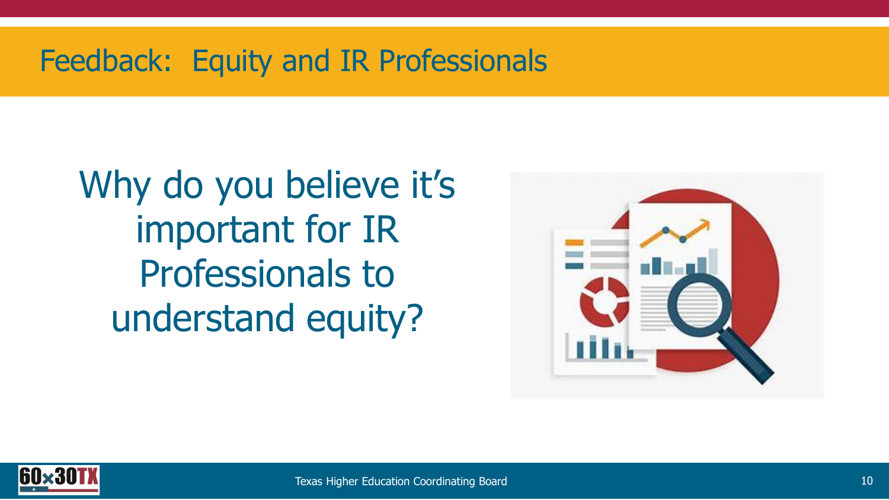# Feedback: Equity and IR Professionals

Why do you believe it's important for IR Professionals to understand equity?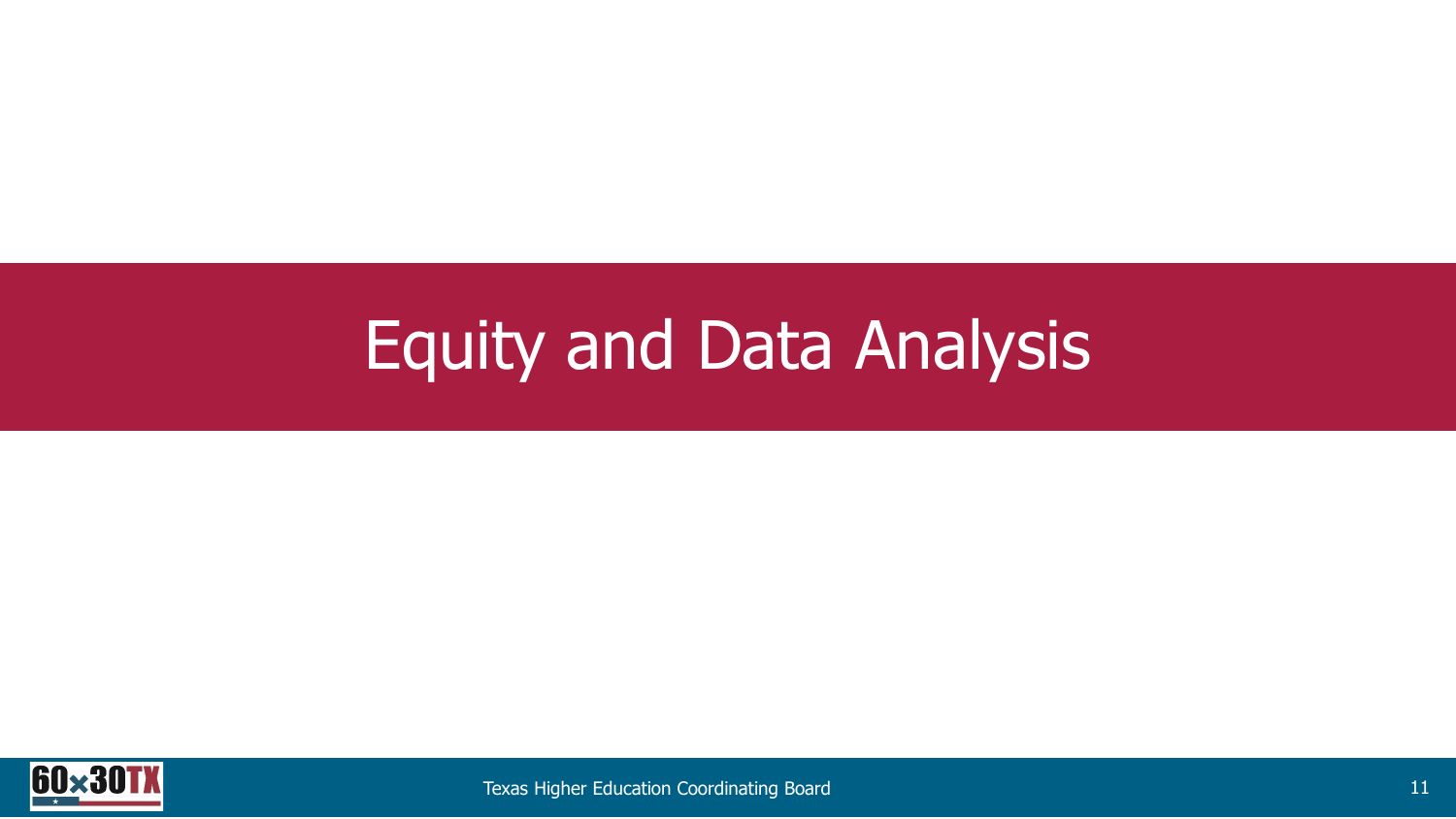# Equity and Data Analysis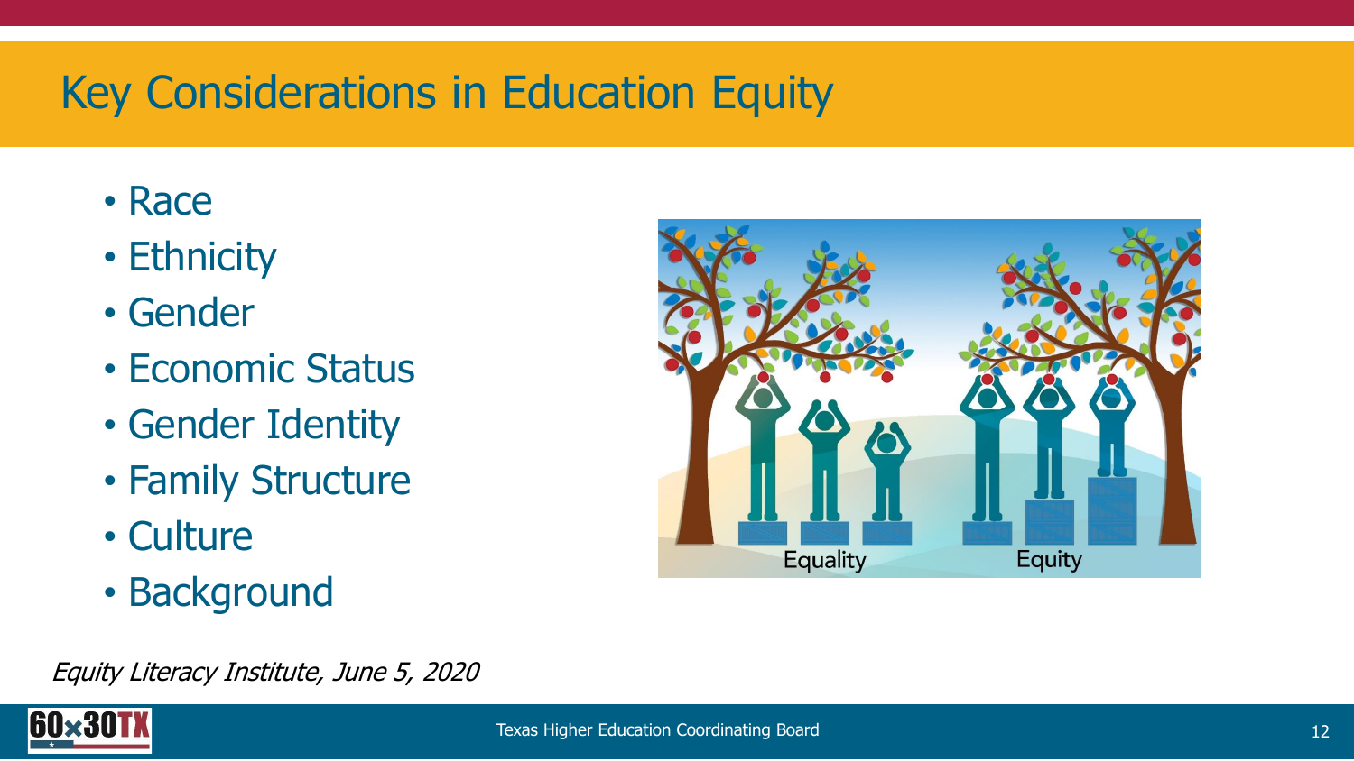# Key Considerations in Education Equity

- Race
- Ethnicity
- Gender
- Economic Status
- Gender Identity
- Family Structure
- Culture
- Background

*Equity Literacy Institute, June 5, 2020*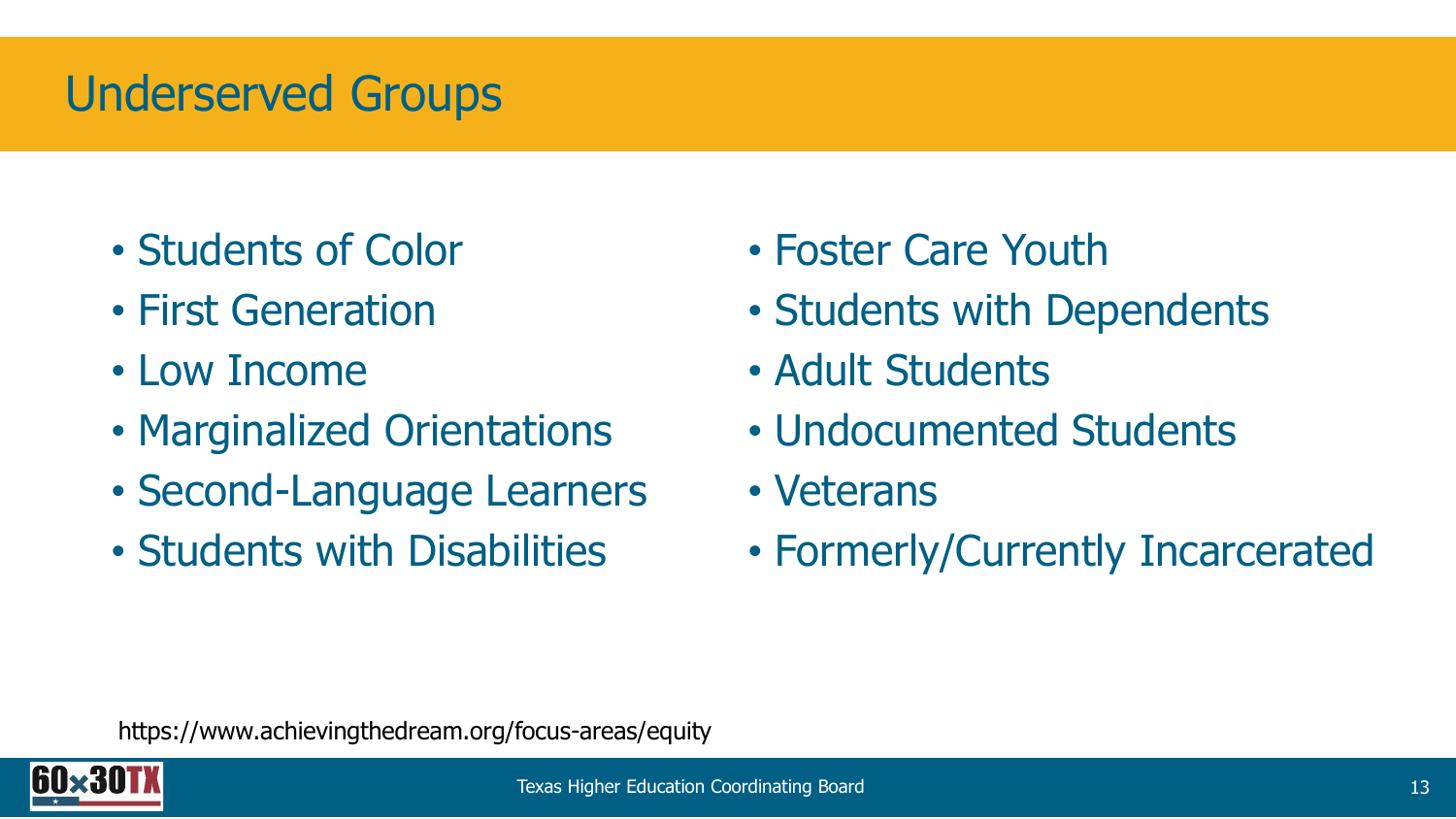# Underserved Groups

- Students of Color
- First Generation
- Low Income
- Marginalized Orientations
- Second-Language Learners
- Students with Disabilities
- Foster Care Youth
- Students with Dependents
- Adult Students
- Undocumented Students
- Veterans
- Formerly/Currently Incarcerated

https://www.achievingthedream.org/focus-areas/equity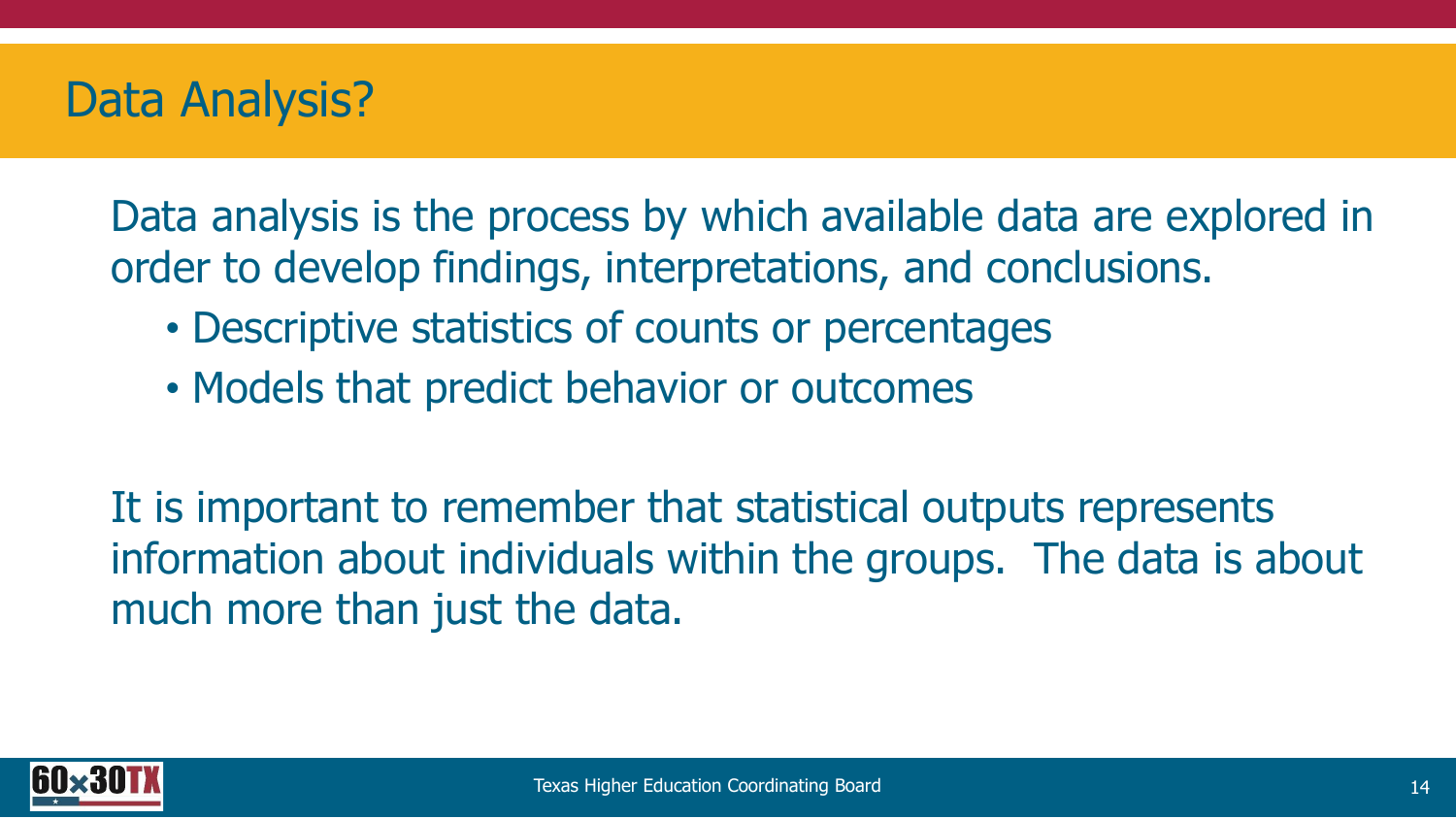# Data Analysis?

Data analysis is the process by which available data are explored in order to develop findings, interpretations, and conclusions.

- Descriptive statistics of counts or percentages
- Models that predict behavior or outcomes

It is important to remember that statistical outputs represents information about individuals within the groups. The data is about much more than just the data.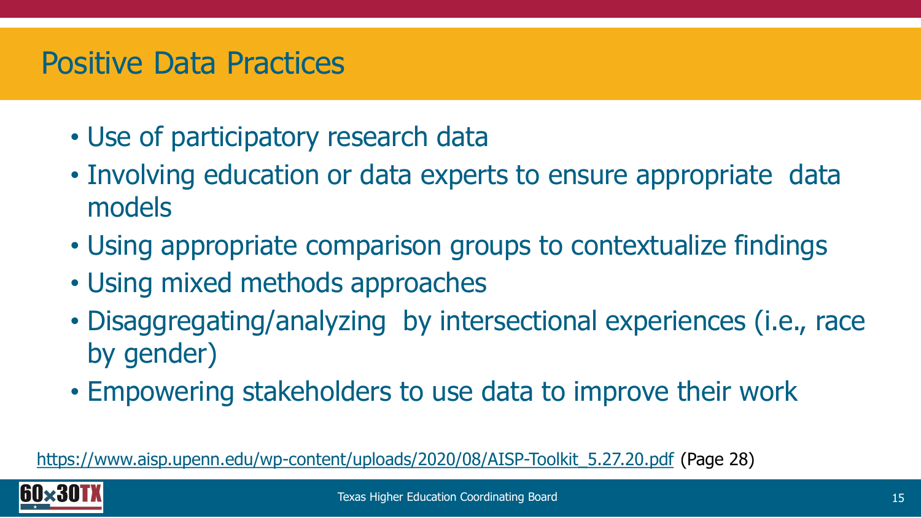# Positive Data Practices

- Use of participatory research data
- Involving education or data experts to ensure appropriate data models
- Using appropriate comparison groups to contextualize findings
- Using mixed methods approaches
- Disaggregating/analyzing by intersectional experiences (i.e., race by gender)
- Empowering stakeholders to use data to improve their work

https://www.aisp.upenn.edu/wp-content/uploads/2020/08/AISP-Toolkit_5.27.20.pdf (Page 28)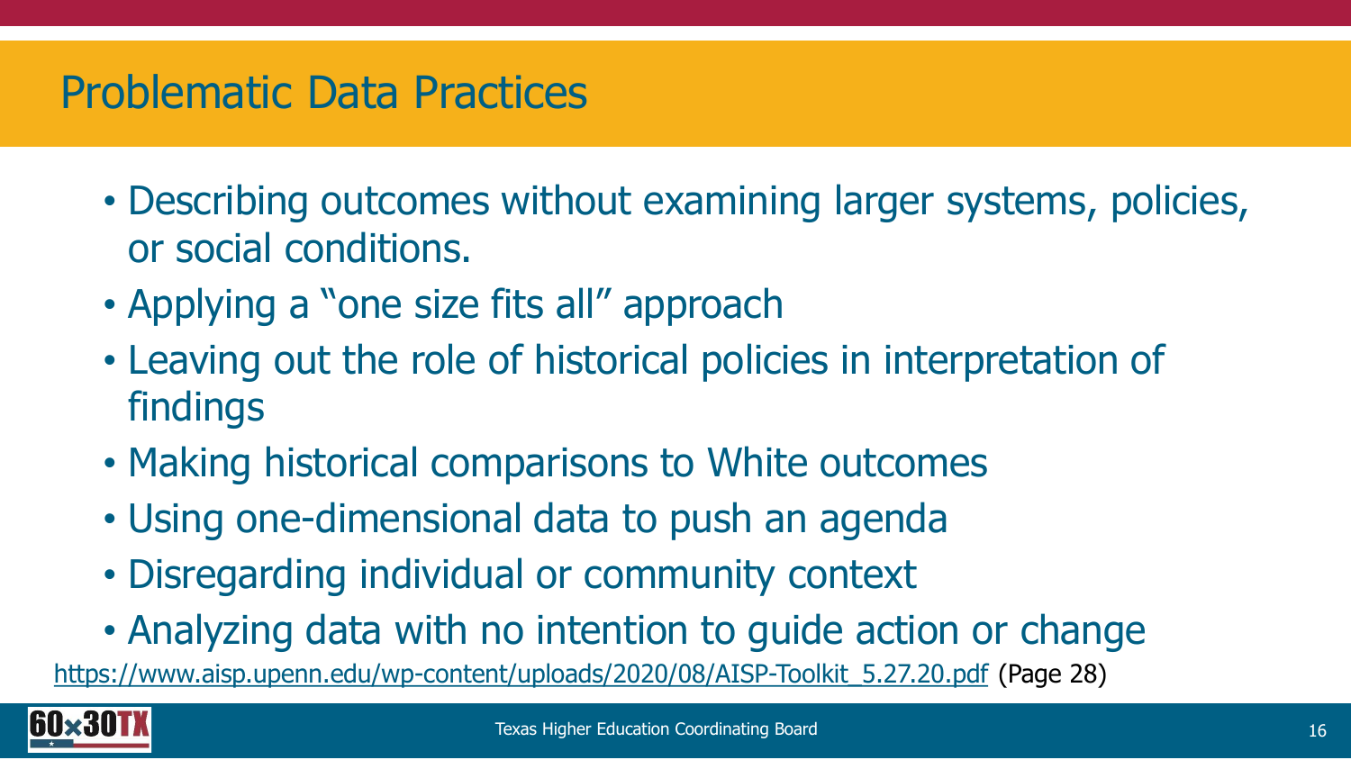# Problematic Data Practices

- Describing outcomes without examining larger systems, policies, or social conditions.
- Applying a "one size fits all" approach
- Leaving out the role of historical policies in interpretation of findings
- Making historical comparisons to White outcomes
- Using one-dimensional data to push an agenda
- Disregarding individual or community context
- Analyzing data with no intention to guide action or change

https://www.aisp.upenn.edu/wp-content/uploads/2020/08/AISP-Toolkit_5.27.20.pdf (Page 28)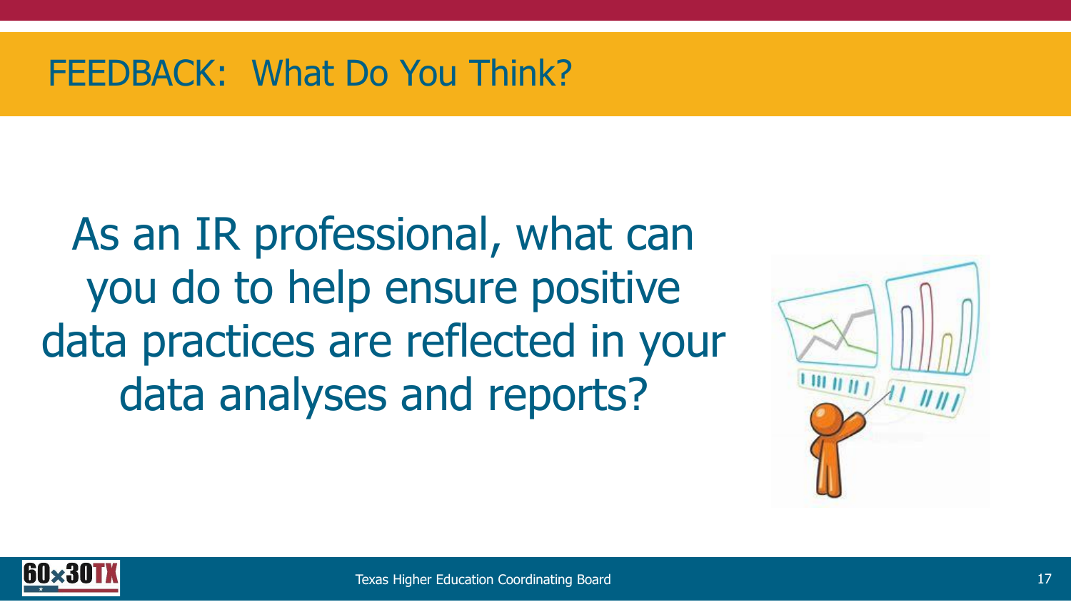# FEEDBACK: What Do You Think?

As an IR professional, what can you do to help ensure positive data practices are reflected in your data analyses and reports?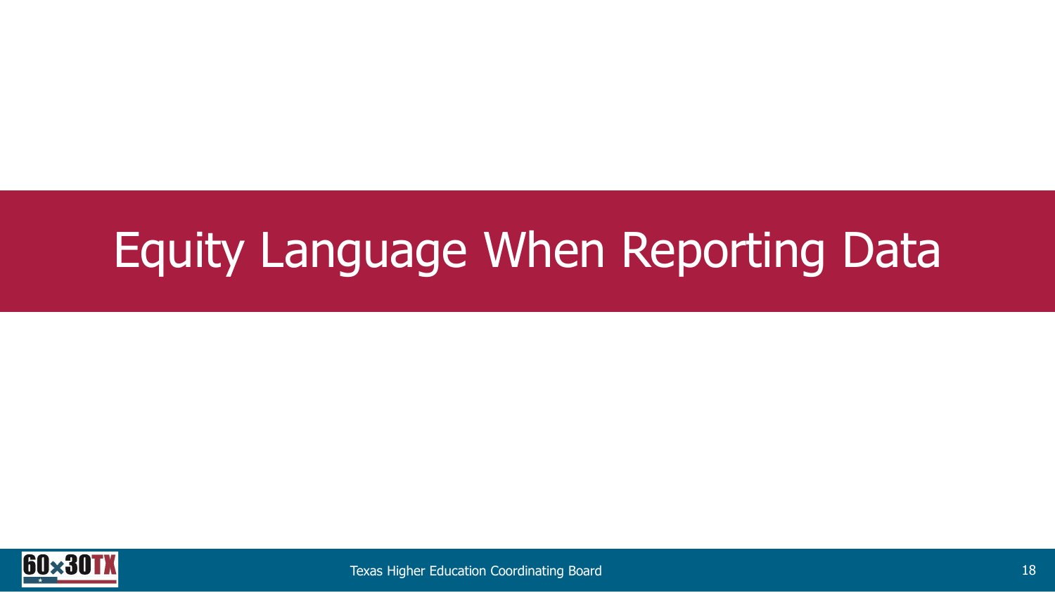# Equity Language When Reporting Data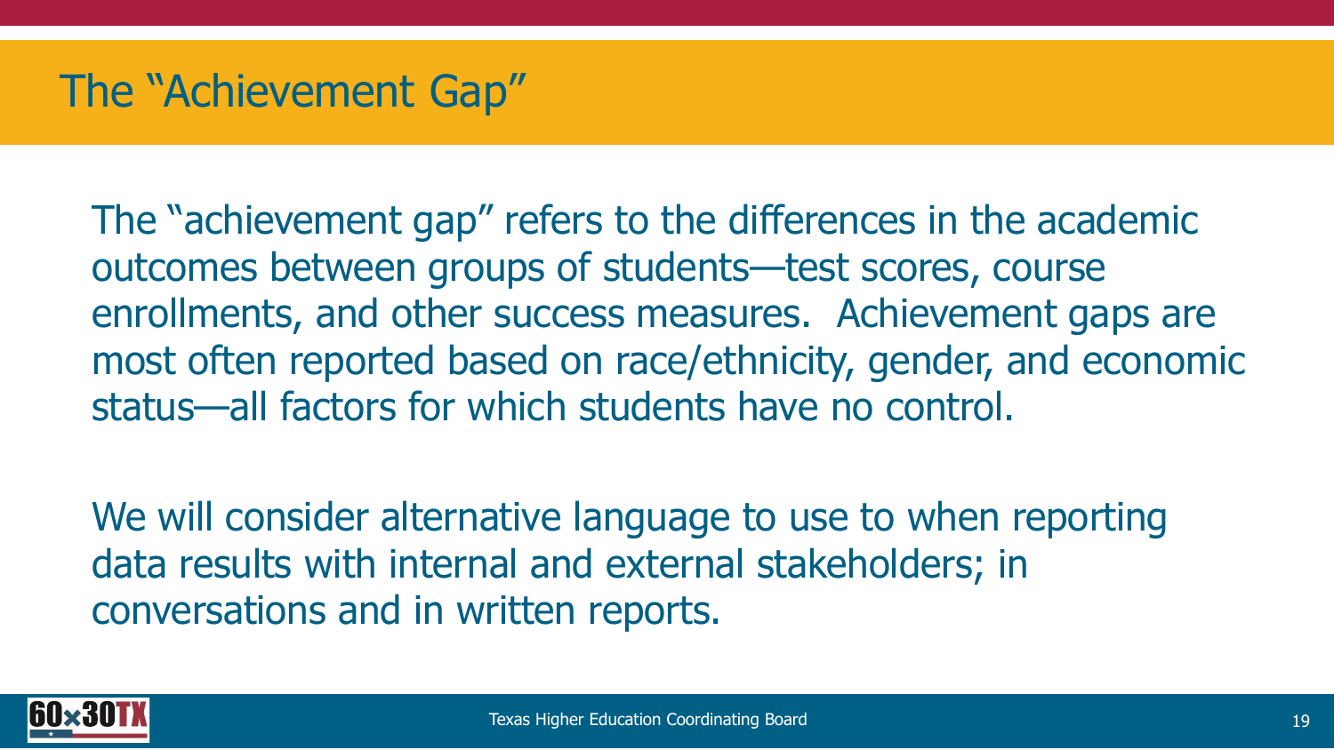# The "Achievement Gap"

The "achievement gap" refers to the differences in the academic outcomes between groups of students—test scores, course enrollments, and other success measures. Achievement gaps are most often reported based on race/ethnicity, gender, and economic status—all factors for which students have no control.

We will consider alternative language to use to when reporting data results with internal and external stakeholders; in conversations and in written reports.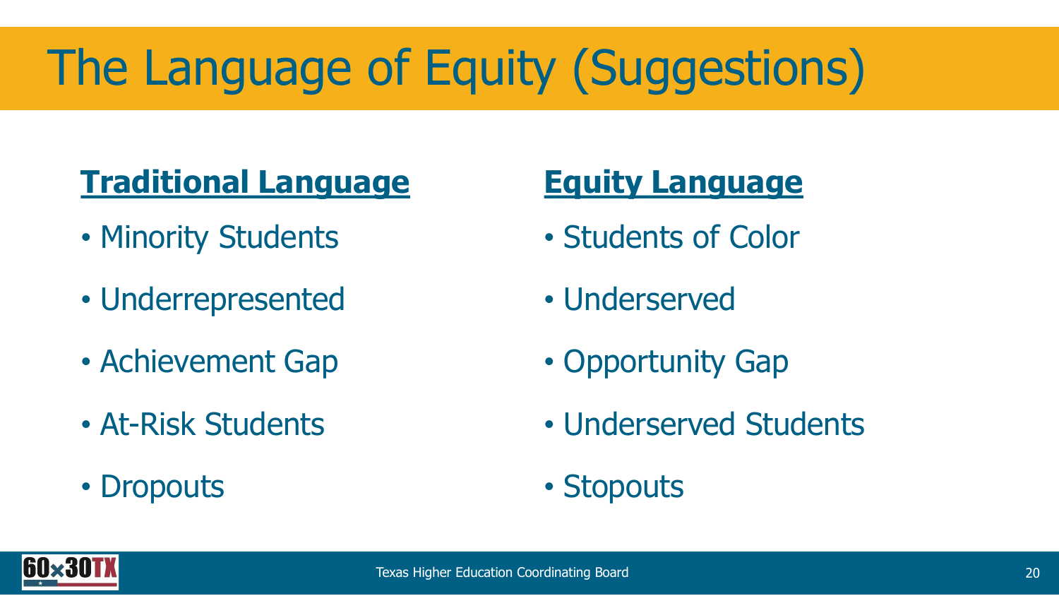# The Language of Equity (Suggestions)

| **Traditional Language** | **Equity Language** |
| --- | --- |
| Minority Students | Students of Color |
| Underrepresented | Underserved |
| Achievement Gap | Opportunity Gap |
| At-Risk Students | Underserved Students |
| Dropouts | Stopouts |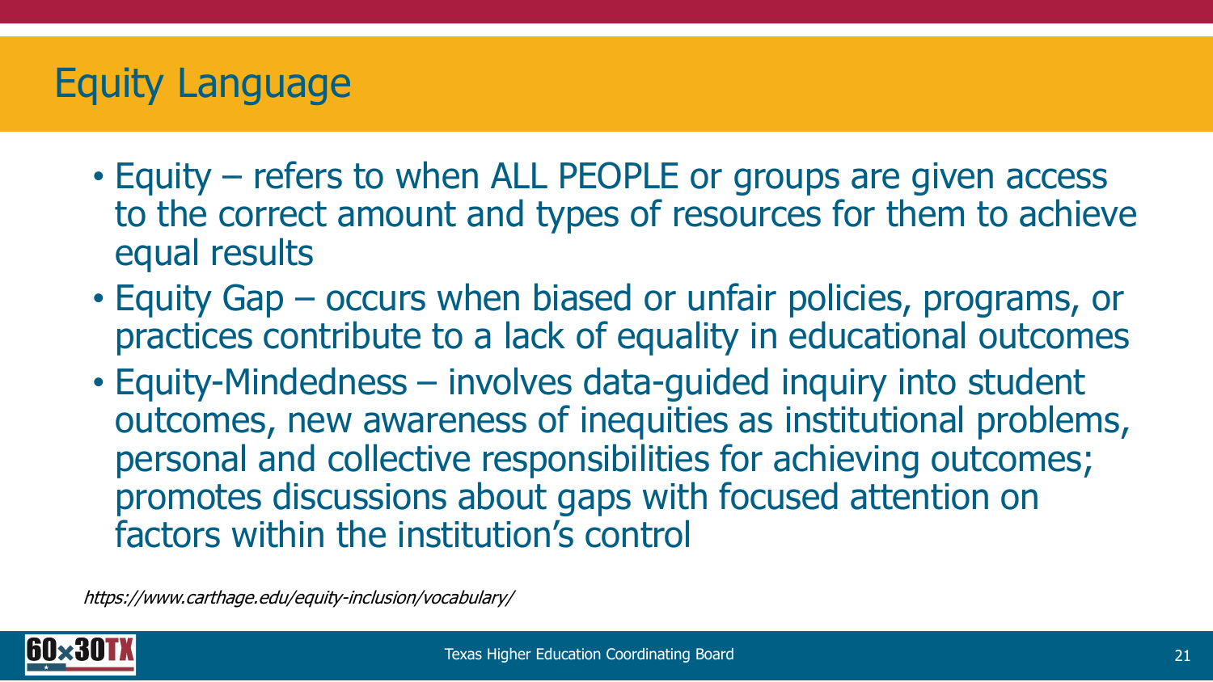# Equity Language

- Equity – refers to when ALL PEOPLE or groups are given access to the correct amount and types of resources for them to achieve equal results
- Equity Gap – occurs when biased or unfair policies, programs, or practices contribute to a lack of equality in educational outcomes
- Equity-Mindedness – involves data-guided inquiry into student outcomes, new awareness of inequities as institutional problems, personal and collective responsibilities for achieving outcomes; promotes discussions about gaps with focused attention on factors within the institution's control

*https://www.carthage.edu/equity-inclusion/vocabulary/*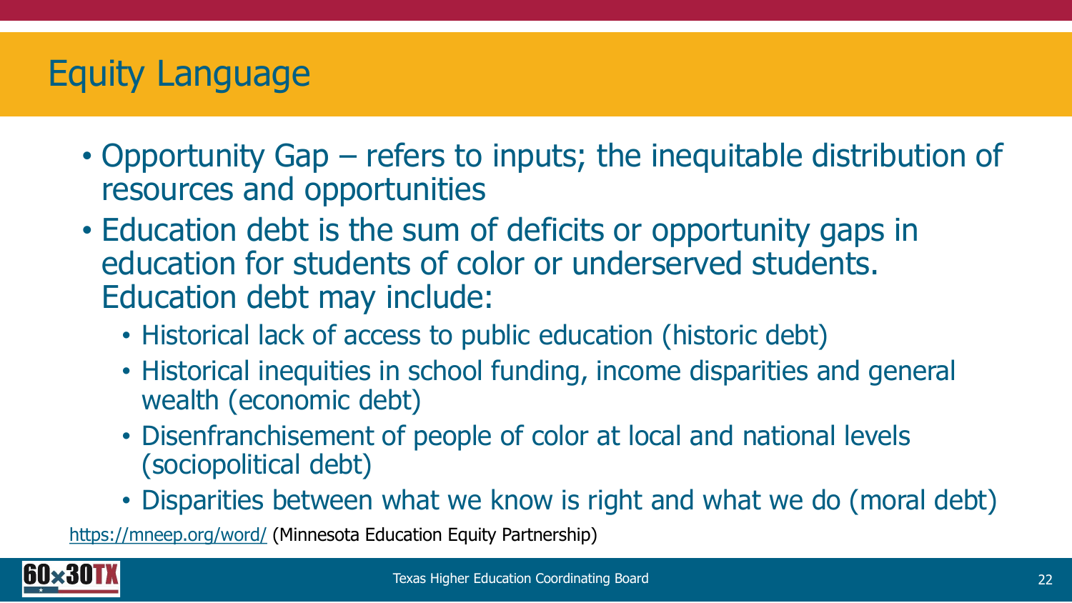# Equity Language

- Opportunity Gap – refers to inputs; the inequitable distribution of resources and opportunities
- Education debt is the sum of deficits or opportunity gaps in education for students of color or underserved students. Education debt may include:
  - Historical lack of access to public education (historic debt)
  - Historical inequities in school funding, income disparities and general wealth (economic debt)
  - Disenfranchisement of people of color at local and national levels (sociopolitical debt)
  - Disparities between what we know is right and what we do (moral debt)

https://mneep.org/word/ (Minnesota Education Equity Partnership)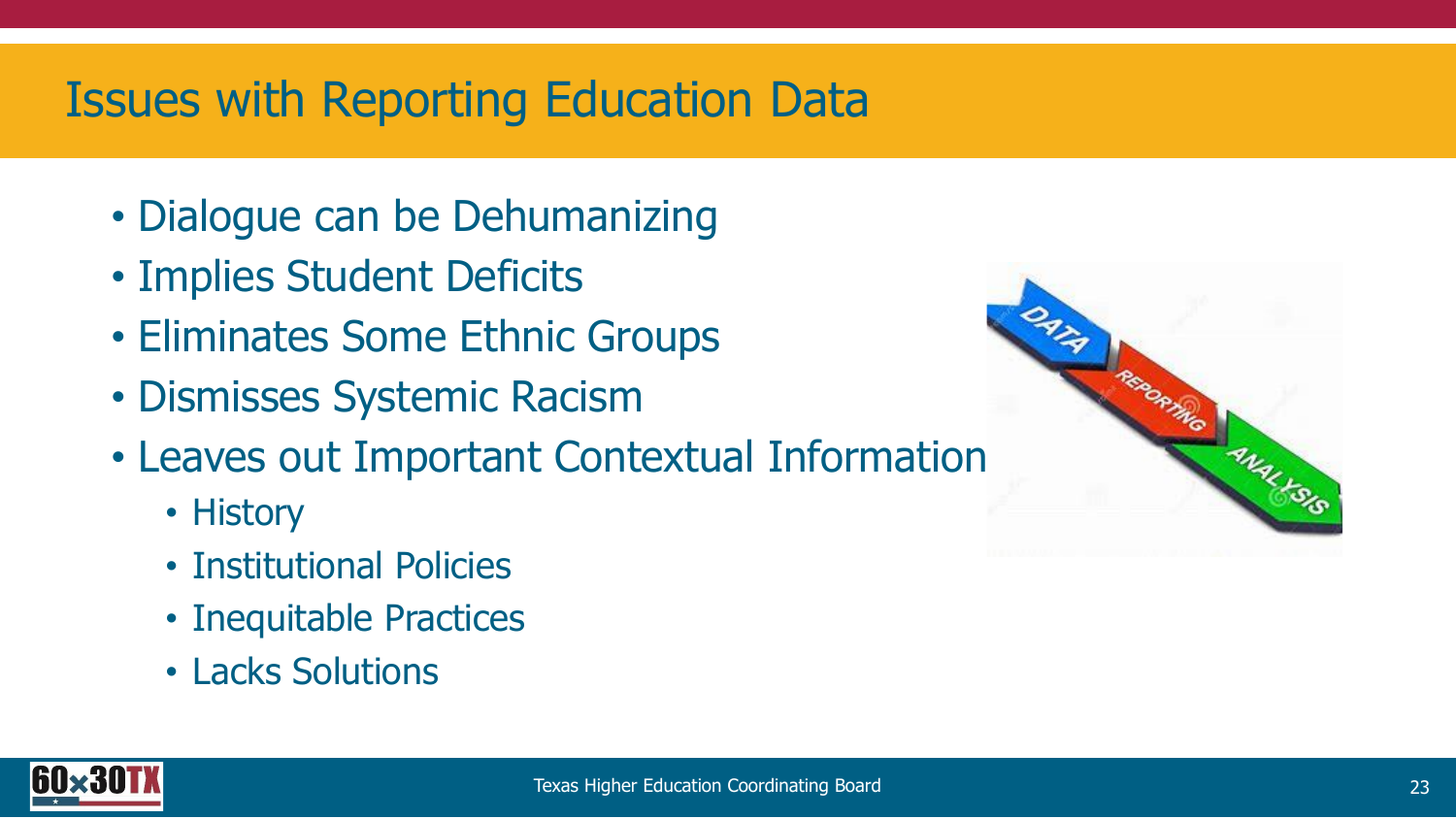# Issues with Reporting Education Data

- Dialogue can be Dehumanizing
- Implies Student Deficits
- Eliminates Some Ethnic Groups
- Dismisses Systemic Racism
- Leaves out Important Contextual Information
  - History
  - Institutional Policies
  - Inequitable Practices
  - Lacks Solutions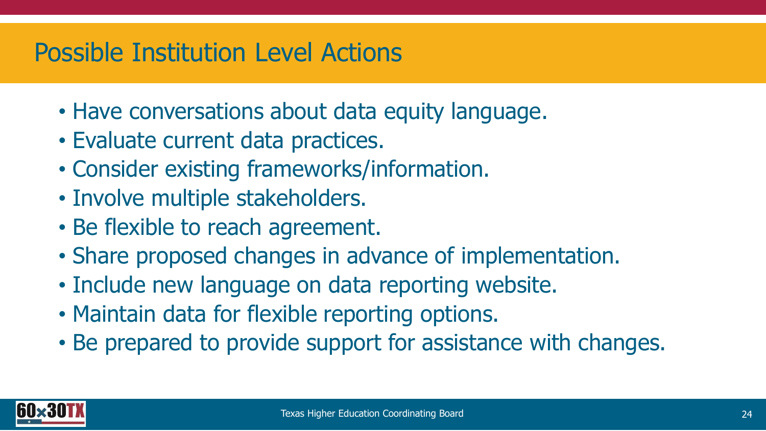# Possible Institution Level Actions

- Have conversations about data equity language.
- Evaluate current data practices.
- Consider existing frameworks/information.
- Involve multiple stakeholders.
- Be flexible to reach agreement.
- Share proposed changes in advance of implementation.
- Include new language on data reporting website.
- Maintain data for flexible reporting options.
- Be prepared to provide support for assistance with changes.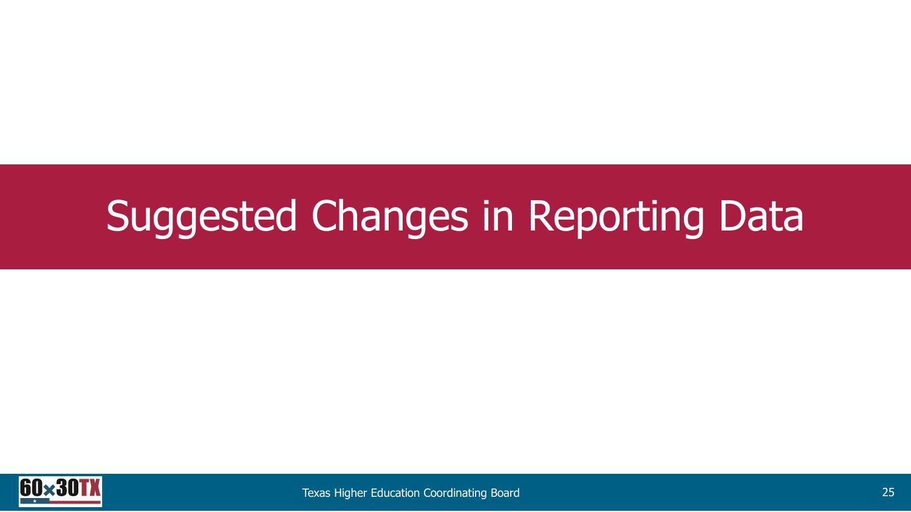# Suggested Changes in Reporting Data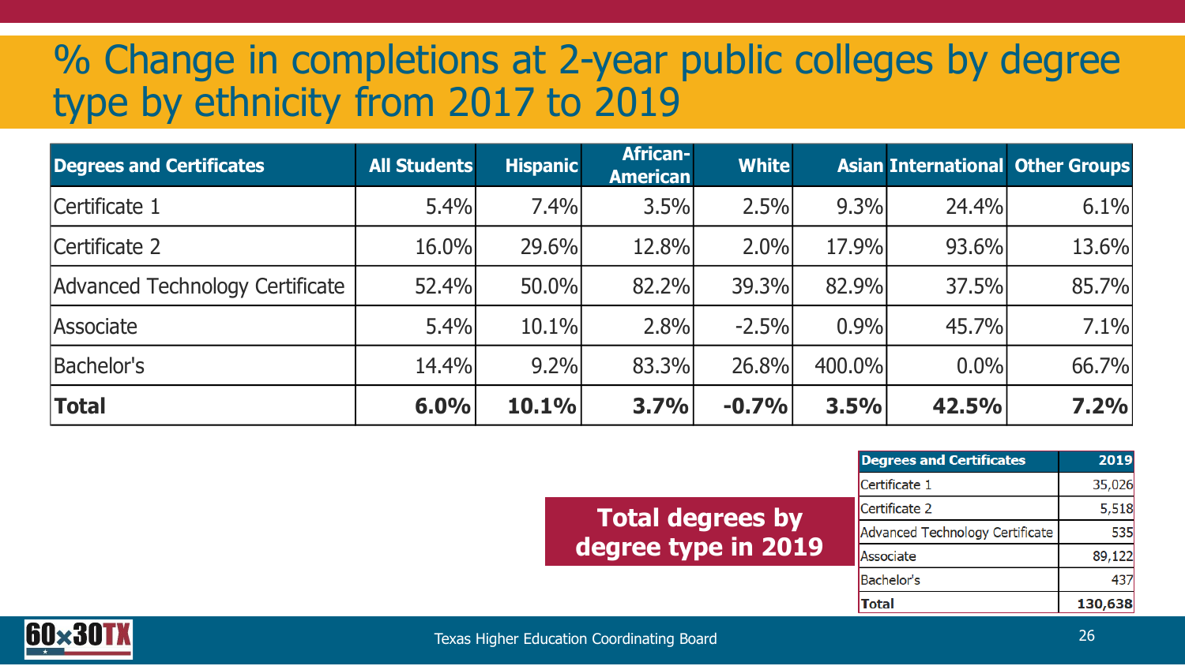# % Change in completions at 2-year public colleges by degree type by ethnicity from 2017 to 2019

| Degrees and Certificates | All Students | Hispanic | African-American | White | Asian | International | Other Groups |
|---|---|---|---|---|---|---|---|
| Certificate 1 | 5.4% | 7.4% | 3.5% | 2.5% | 9.3% | 24.4% | 6.1% |
| Certificate 2 | 16.0% | 29.6% | 12.8% | 2.0% | 17.9% | 93.6% | 13.6% |
| Advanced Technology Certificate | 52.4% | 50.0% | 82.2% | 39.3% | 82.9% | 37.5% | 85.7% |
| Associate | 5.4% | 10.1% | 2.8% | -2.5% | 0.9% | 45.7% | 7.1% |
| Bachelor's | 14.4% | 9.2% | 83.3% | 26.8% | 400.0% | 0.0% | 66.7% |
| **Total** | **6.0%** | **10.1%** | **3.7%** | **-0.7%** | **3.5%** | **42.5%** | **7.2%** |

**Total degrees by degree type in 2019**

| Degrees and Certificates | 2019 |
|---|---|
| Certificate 1 | 35,026 |
| Certificate 2 | 5,518 |
| Advanced Technology Certificate | 535 |
| Associate | 89,122 |
| Bachelor's | 437 |
| **Total** | **130,638** |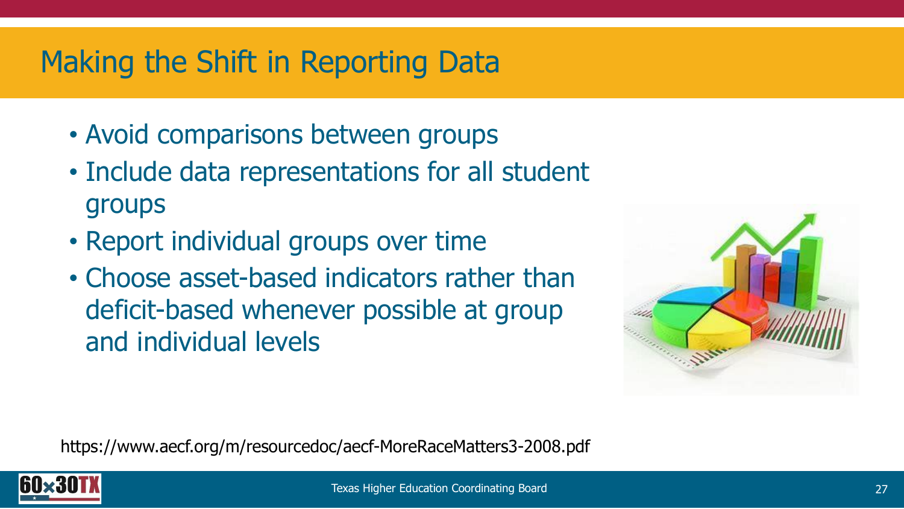# Making the Shift in Reporting Data

- Avoid comparisons between groups
- Include data representations for all student groups
- Report individual groups over time
- Choose asset-based indicators rather than deficit-based whenever possible at group and individual levels

https://www.aecf.org/m/resourcedoc/aecf-MoreRaceMatters3-2008.pdf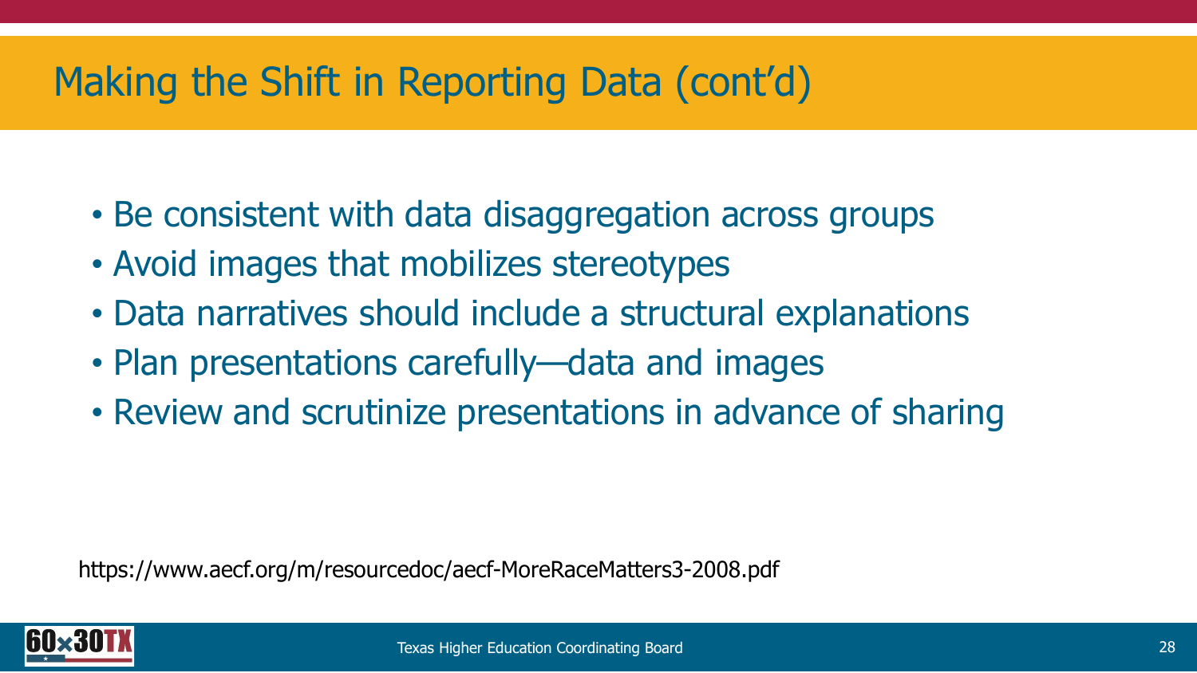# Making the Shift in Reporting Data (cont'd)

- Be consistent with data disaggregation across groups
- Avoid images that mobilizes stereotypes
- Data narratives should include a structural explanations
- Plan presentations carefully—data and images
- Review and scrutinize presentations in advance of sharing

https://www.aecf.org/m/resourcedoc/aecf-MoreRaceMatters3-2008.pdf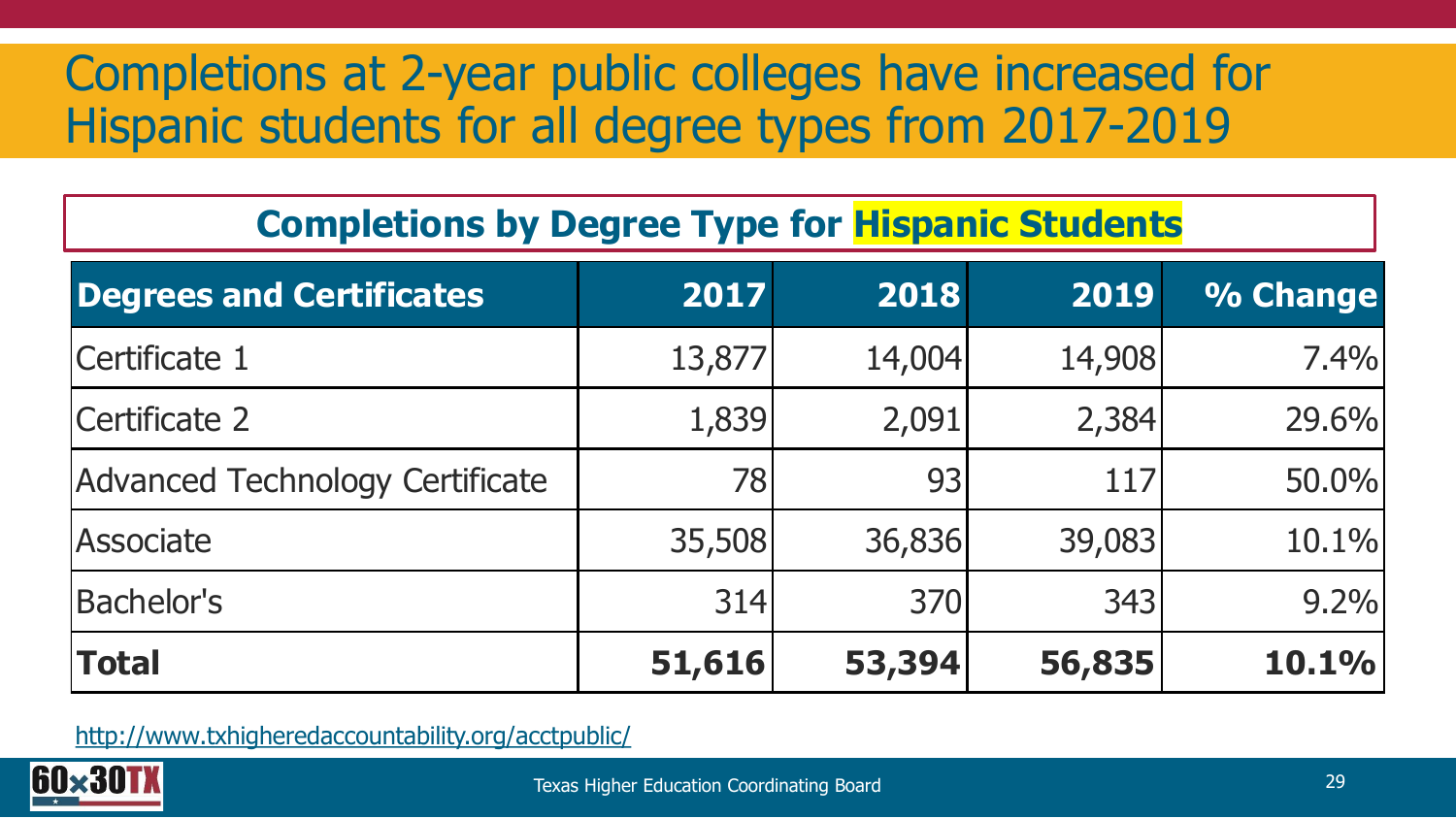# Completions at 2-year public colleges have increased for Hispanic students for all degree types from 2017-2019

## Completions by Degree Type for Hispanic Students

| Degrees and Certificates | 2017 | 2018 | 2019 | % Change |
|---|---:|---:|---:|---:|
| Certificate 1 | 13,877 | 14,004 | 14,908 | 7.4% |
| Certificate 2 | 1,839 | 2,091 | 2,384 | 29.6% |
| Advanced Technology Certificate | 78 | 93 | 117 | 50.0% |
| Associate | 35,508 | 36,836 | 39,083 | 10.1% |
| Bachelor's | 314 | 370 | 343 | 9.2% |
| **Total** | **51,616** | **53,394** | **56,835** | **10.1%** |

http://www.txhigheredaccountability.org/acctpublic/

60x30TX

Texas Higher Education Coordinating Board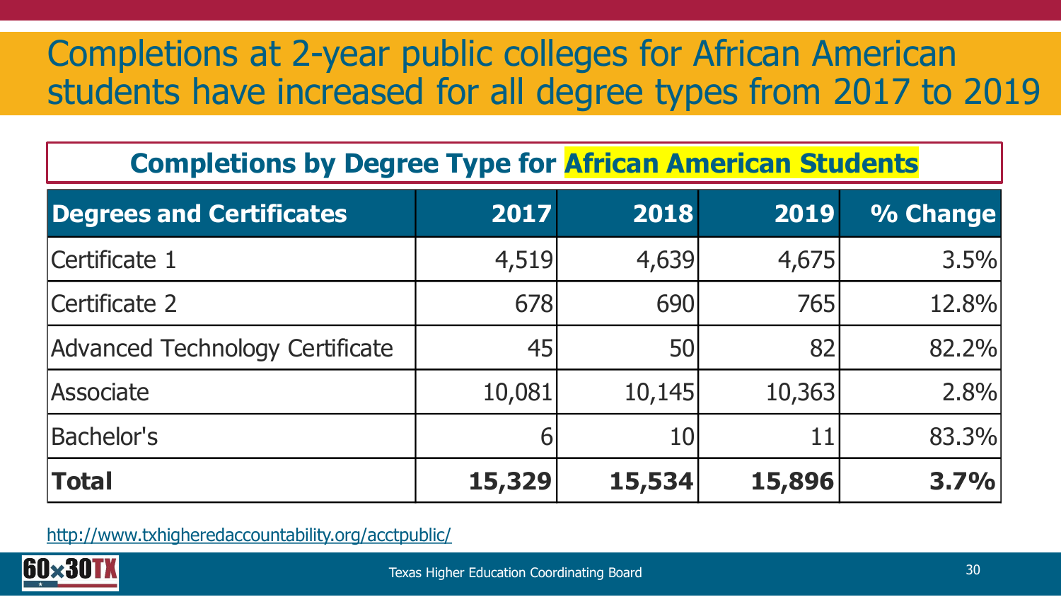# Completions at 2-year public colleges for African American students have increased for all degree types from 2017 to 2019

## Completions by Degree Type for African American Students

| Degrees and Certificates | 2017 | 2018 | 2019 | % Change |
|---|---|---|---|---|
| Certificate 1 | 4,519 | 4,639 | 4,675 | 3.5% |
| Certificate 2 | 678 | 690 | 765 | 12.8% |
| Advanced Technology Certificate | 45 | 50 | 82 | 82.2% |
| Associate | 10,081 | 10,145 | 10,363 | 2.8% |
| Bachelor's | 6 | 10 | 11 | 83.3% |
| **Total** | **15,329** | **15,534** | **15,896** | **3.7%** |

http://www.txhigheredaccountability.org/acctpublic/

60x30TX

Texas Higher Education Coordinating Board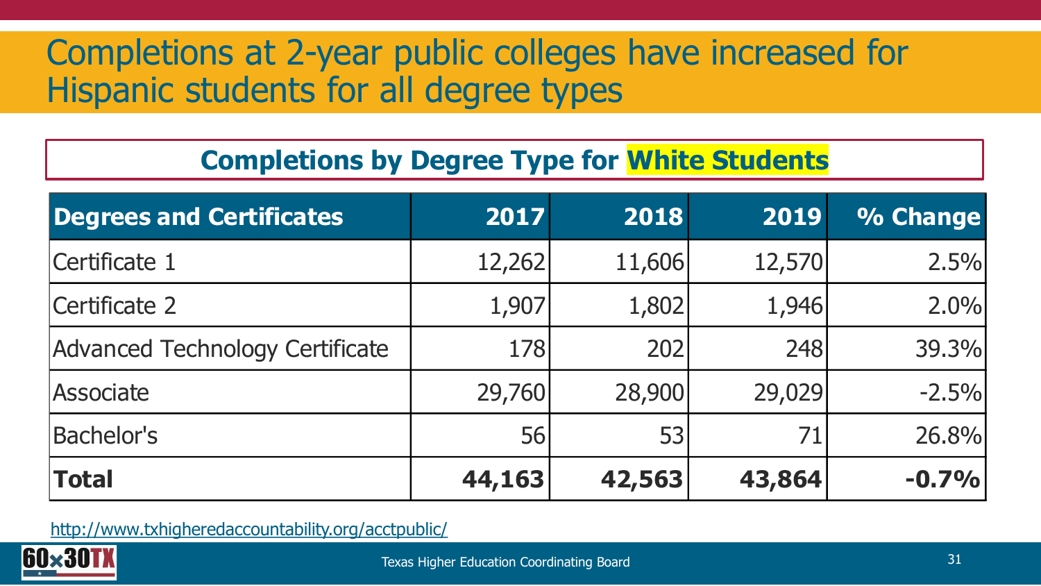# Completions at 2-year public colleges have increased for Hispanic students for all degree types

## Completions by Degree Type for White Students

| Degrees and Certificates | 2017 | 2018 | 2019 | % Change |
|---|---:|---:|---:|---:|
| Certificate 1 | 12,262 | 11,606 | 12,570 | 2.5% |
| Certificate 2 | 1,907 | 1,802 | 1,946 | 2.0% |
| Advanced Technology Certificate | 178 | 202 | 248 | 39.3% |
| Associate | 29,760 | 28,900 | 29,029 | -2.5% |
| Bachelor's | 56 | 53 | 71 | 26.8% |
| **Total** | **44,163** | **42,563** | **43,864** | **-0.7%** |

http://www.txhigheredaccountability.org/acctpublic/

60x30TX

Texas Higher Education Coordinating Board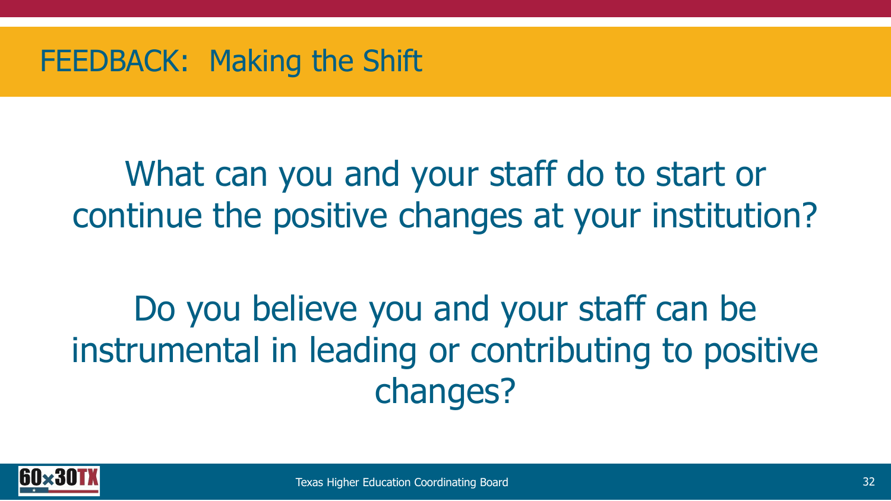# FEEDBACK: Making the Shift

What can you and your staff do to start or continue the positive changes at your institution?

Do you believe you and your staff can be instrumental in leading or contributing to positive changes?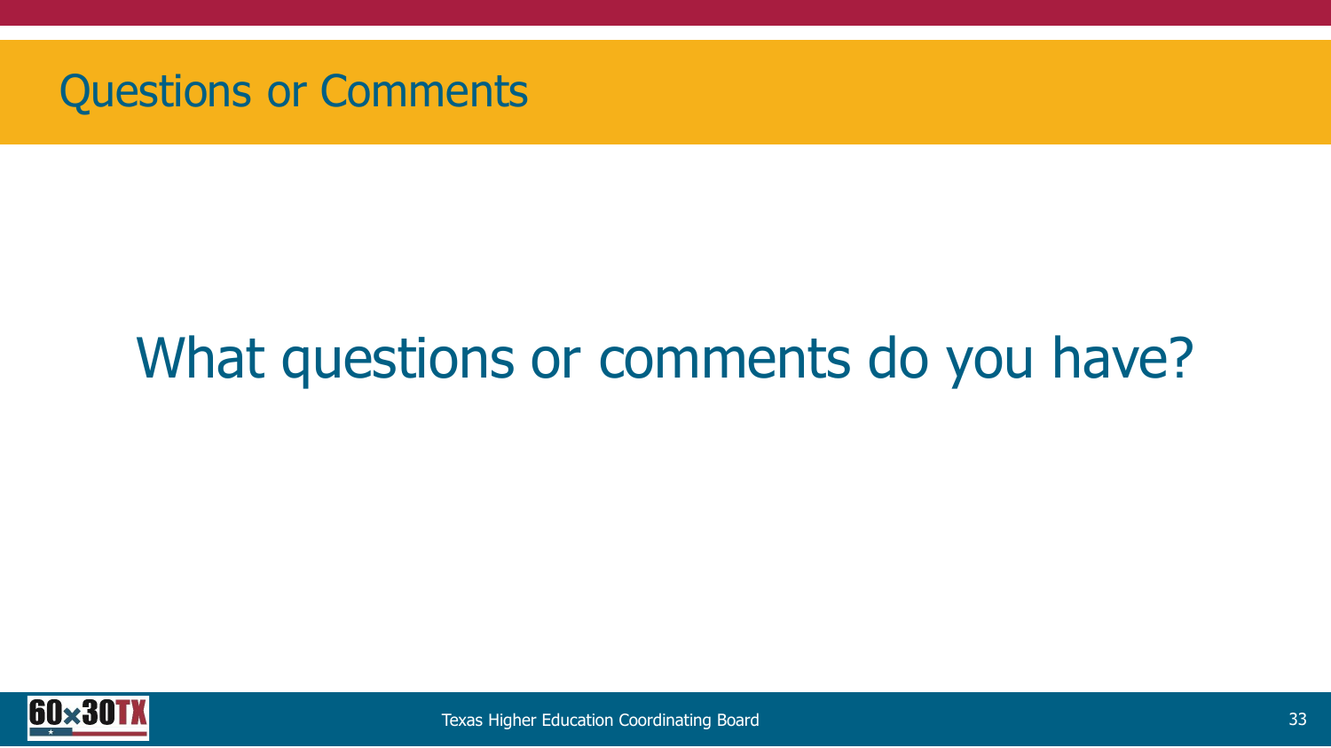# Questions or Comments

What questions or comments do you have?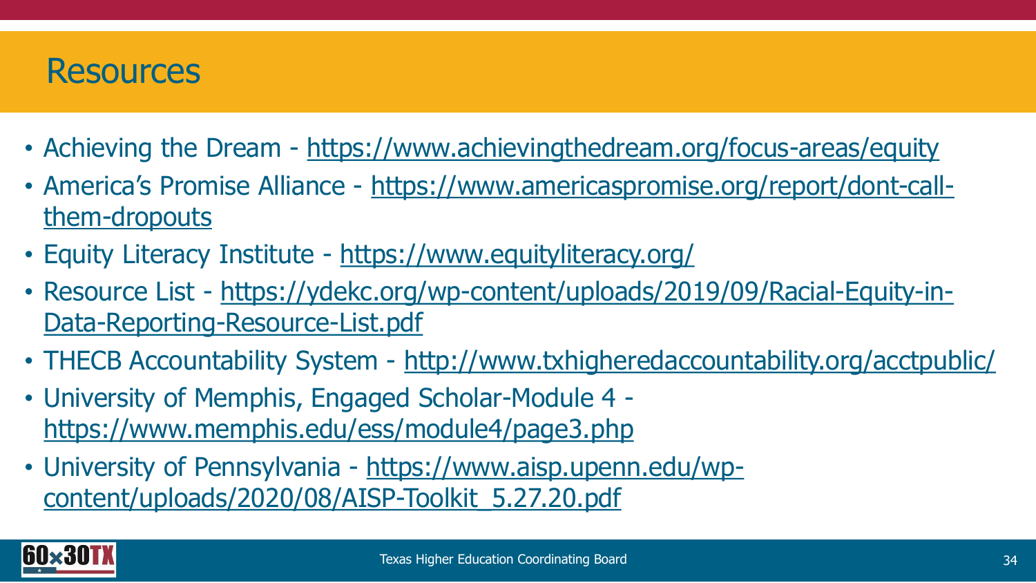# Resources

- Achieving the Dream - https://www.achievingthedream.org/focus-areas/equity
- America's Promise Alliance - https://www.americaspromise.org/report/dont-call-them-dropouts
- Equity Literacy Institute - https://www.equityliteracy.org/
- Resource List - https://ydekc.org/wp-content/uploads/2019/09/Racial-Equity-in-Data-Reporting-Resource-List.pdf
- THECB Accountability System - http://www.txhigheredaccountability.org/acctpublic/
- University of Memphis, Engaged Scholar-Module 4 - https://www.memphis.edu/ess/module4/page3.php
- University of Pennsylvania - https://www.aisp.upenn.edu/wp-content/uploads/2020/08/AISP-Toolkit_5.27.20.pdf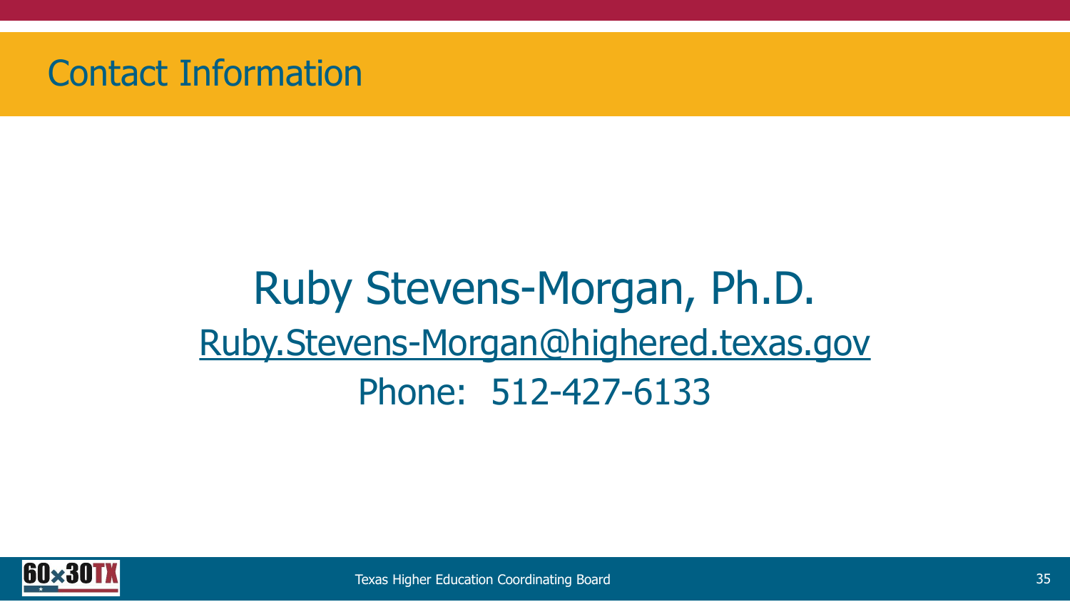# Contact Information

Ruby Stevens-Morgan, Ph.D.

[Ruby.Stevens-Morgan@highered.texas.gov](mailto:Ruby.Stevens-Morgan@highered.texas.gov)

Phone: 512-427-6133